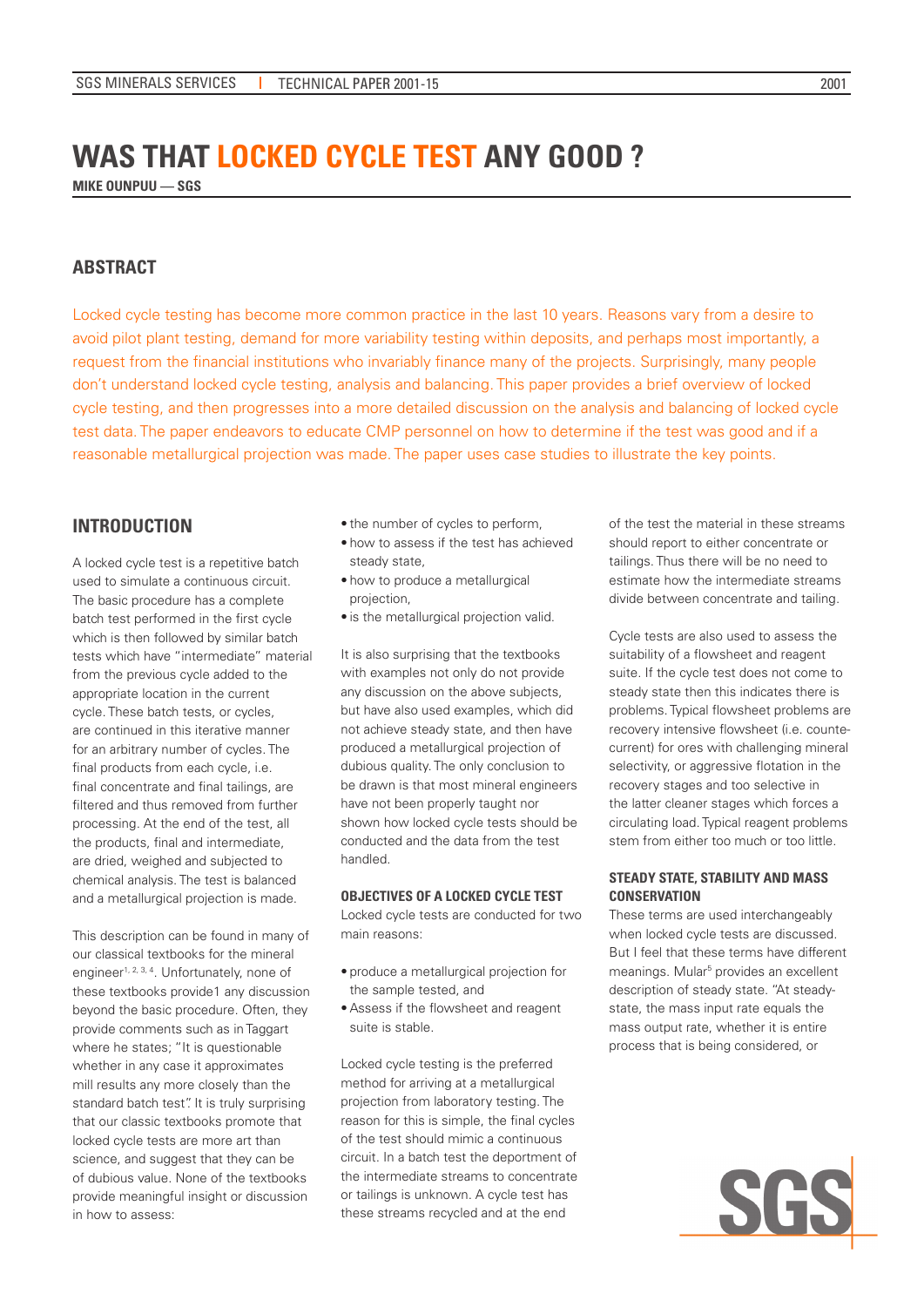# WAS THAT LOCKED CYCLE TEST ANY GOOD ?

**MIKE OUNPUU — SGS**

## ABSTRACT

Locked cycle testing has become more common practice in the last 10 years. Reasons vary from a desire to avoid pilot plant testing, demand for more variability testing within deposits, and perhaps most importantly, a request from the financial institutions who invariably finance many of the projects. Surprisingly, many people don't understand locked cycle testing, analysis and balancing. This paper provides a brief overview of locked cycle testing, and then progresses into a more detailed discussion on the analysis and balancing of locked cycle test data. The paper endeavors to educate CMP personnel on how to determine if the test was good and if a reasonable metallurgical projection was made. The paper uses case studies to illustrate the key points.

## INTRODUCTION

A locked cycle test is a repetitive batch used to simulate a continuous circuit. The basic procedure has a complete batch test performed in the first cycle which is then followed by similar batch tests which have "intermediate" material from the previous cycle added to the appropriate location in the current cycle. These batch tests, or cycles, are continued in this iterative manner for an arbitrary number of cycles. The final products from each cycle, i.e. final concentrate and final tailings, are filtered and thus removed from further processing. At the end of the test, all the products, final and intermediate, are dried, weighed and subjected to chemical analysis. The test is balanced and a metallurgical projection is made.

This description can be found in many of our classical textbooks for the mineral engineer[1, 2, 3, 4]. Unfortunately, none of these textbooks provide1 any discussion beyond the basic procedure. Often, they provide comments such as in Taggart where he states; "It is questionable whether in any case it approximates mill results any more closely than the standard batch test". It is truly surprising that our classic textbooks promote that locked cycle tests are more art than science, and suggest that they can be of dubious value. None of the textbooks provide meaningful insight or discussion in how to assess:

- the number of cycles to perform,
- how to assess if the test has achieved steady state,
- how to produce a metallurgical projection,
- is the metallurgical projection valid.

It is also surprising that the textbooks with examples not only do not provide any discussion on the above subjects, but have also used examples, which did not achieve steady state, and then have produced a metallurgical projection of dubious quality. The only conclusion to be drawn is that most mineral engineers have not been properly taught nor shown how locked cycle tests should be conducted and the data from the test handled.

### OBJECTIVES OF A LOCKED CYCLE TEST

Locked cycle tests are conducted for two main reasons:

- produce a metallurgical projection for the sample tested, and
- Assess if the flowsheet and reagent suite is stable.

Locked cycle testing is the preferred method for arriving at a metallurgical projection from laboratory testing. The reason for this is simple, the final cycles of the test should mimic a continuous circuit. In a batch test the deportment of the intermediate streams to concentrate or tailings is unknown. A cycle test has these streams recycled and at the end of the test the material in these streams should report to either concentrate or tailings. Thus there will be no need to estimate how the intermediate streams divide between concentrate and tailing.

Cycle tests are also used to assess the suitability of a flowsheet and reagent suite. If the cycle test does not come to steady state then this indicates there is problems. Typical flowsheet problems are recovery intensive flowsheet (i.e. countecurrent) for ores with challenging mineral selectivity, or aggressive flotation in the recovery stages and too selective in the latter cleaner stages which forces a circulating load. Typical reagent problems stem from either too much or too little.

### STEADY STATE, STABILITY AND MASS CONSERVATION

These terms are used interchangeably when locked cycle tests are discussed. But I feel that these terms have different meanings. Mular[5] provides an excellent description of steady state. "At steady-state, the mass input rate equals the mass output rate, whether it is entire process that is being considered, or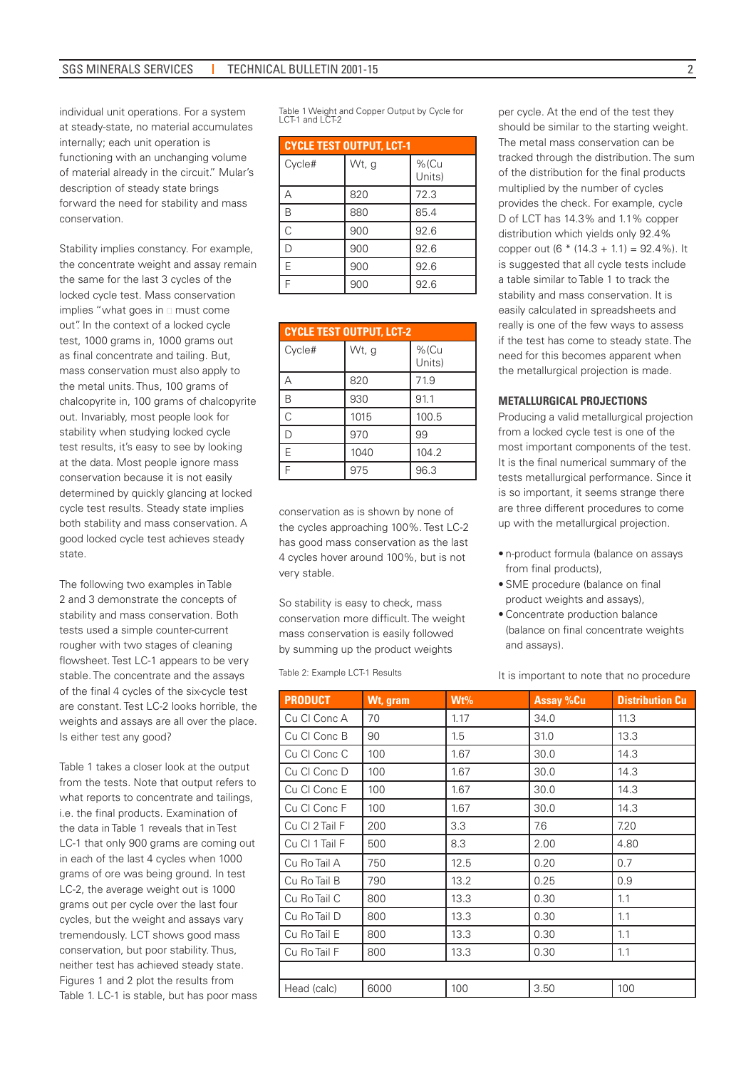individual unit operations. For a system at steady-state, no material accumulates internally; each unit operation is functioning with an unchanging volume of material already in the circuit." Mular's description of steady state brings forward the need for stability and mass conservation.

Stability implies constancy. For example, the concentrate weight and assay remain the same for the last 3 cycles of the locked cycle test. Mass conservation implies "what goes in □ must come out". In the context of a locked cycle test, 1000 grams in, 1000 grams out as final concentrate and tailing. But, mass conservation must also apply to the metal units. Thus, 100 grams of chalcopyrite in, 100 grams of chalcopyrite out. Invariably, most people look for stability when studying locked cycle test results, it's easy to see by looking at the data. Most people ignore mass conservation because it is not easily determined by quickly glancing at locked cycle test results. Steady state implies both stability and mass conservation. A good locked cycle test achieves steady state.

The following two examples in Table 2 and 3 demonstrate the concepts of stability and mass conservation. Both tests used a simple counter-current rougher with two stages of cleaning flowsheet. Test LC-1 appears to be very stable. The concentrate and the assays of the final 4 cycles of the six-cycle test are constant. Test LC-2 looks horrible, the weights and assays are all over the place. Is either test any good?

Table 1 takes a closer look at the output from the tests. Note that output refers to what reports to concentrate and tailings, i.e. the final products. Examination of the data in Table 1 reveals that in Test LC-1 that only 900 grams are coming out in each of the last 4 cycles when 1000 grams of ore was being ground. In test LC-2, the average weight out is 1000 grams out per cycle over the last four cycles, but the weight and assays vary tremendously. LCT shows good mass conservation, but poor stability. Thus, neither test has achieved steady state. Figures 1 and 2 plot the results from Table 1. LC-1 is stable, but has poor mass conservation as is shown by none of the cycles approaching 100%. Test LC-2 has good mass conservation as the last 4 cycles hover around 100%, but is not very stable.

So stability is easy to check, mass conservation more difficult. The weight mass conservation is easily followed by summing up the product weights per cycle. At the end of the test they should be similar to the starting weight. The metal mass conservation can be tracked through the distribution. The sum of the distribution for the final products multiplied by the number of cycles provides the check. For example, cycle D of LCT has 14.3% and 1.1% copper distribution which yields only 92.4% copper out (6 * (14.3 + 1.1) = 92.4%). It is suggested that all cycle tests include a table similar to Table 1 to track the stability and mass conservation. It is easily calculated in spreadsheets and really is one of the few ways to assess if the test has come to steady state. The need for this becomes apparent when the metallurgical projection is made.

Table 1 Weight and Copper Output by Cycle for LCT-1 and LCT-2

| CYCLE TEST OUTPUT, LCT-1 | | |
|---|---|---|
| Cycle# | Wt, g | %(Cu Units) |
| A | 820 | 72.3 |
| B | 880 | 85.4 |
| C | 900 | 92.6 |
| D | 900 | 92.6 |
| E | 900 | 92.6 |
| F | 900 | 92.6 |

| CYCLE TEST OUTPUT, LCT-2 | | |
|---|---|---|
| Cycle# | Wt, g | %(Cu Units) |
| A | 820 | 71.9 |
| B | 930 | 91.1 |
| C | 1015 | 100.5 |
| D | 970 | 99 |
| E | 1040 | 104.2 |
| F | 975 | 96.3 |

### METALLURGICAL PROJECTIONS

Producing a valid metallurgical projection from a locked cycle test is one of the most important components of the test. It is the final numerical summary of the tests metallurgical performance. Since it is so important, it seems strange there are three different procedures to come up with the metallurgical projection.

- n-product formula (balance on assays from final products),
- SME procedure (balance on final product weights and assays),
- Concentrate production balance (balance on final concentrate weights and assays).

It is important to note that no procedure

Table 2: Example LCT-1 Results

| PRODUCT | Wt, gram | Wt% | Assay %Cu | Distribution Cu |
|---|---|---|---|---|
| Cu Cl Conc A | 70 | 1.17 | 34.0 | 11.3 |
| Cu Cl Conc B | 90 | 1.5 | 31.0 | 13.3 |
| Cu Cl Conc C | 100 | 1.67 | 30.0 | 14.3 |
| Cu Cl Conc D | 100 | 1.67 | 30.0 | 14.3 |
| Cu Cl Conc E | 100 | 1.67 | 30.0 | 14.3 |
| Cu Cl Conc F | 100 | 1.67 | 30.0 | 14.3 |
| Cu Cl 2 Tail F | 200 | 3.3 | 7.6 | 7.20 |
| Cu Cl 1 Tail F | 500 | 8.3 | 2.00 | 4.80 |
| Cu Ro Tail A | 750 | 12.5 | 0.20 | 0.7 |
| Cu Ro Tail B | 790 | 13.2 | 0.25 | 0.9 |
| Cu Ro Tail C | 800 | 13.3 | 0.30 | 1.1 |
| Cu Ro Tail D | 800 | 13.3 | 0.30 | 1.1 |
| Cu Ro Tail E | 800 | 13.3 | 0.30 | 1.1 |
| Cu Ro Tail F | 800 | 13.3 | 0.30 | 1.1 |
| | | | | |
| Head (calc) | 6000 | 100 | 3.50 | 100 |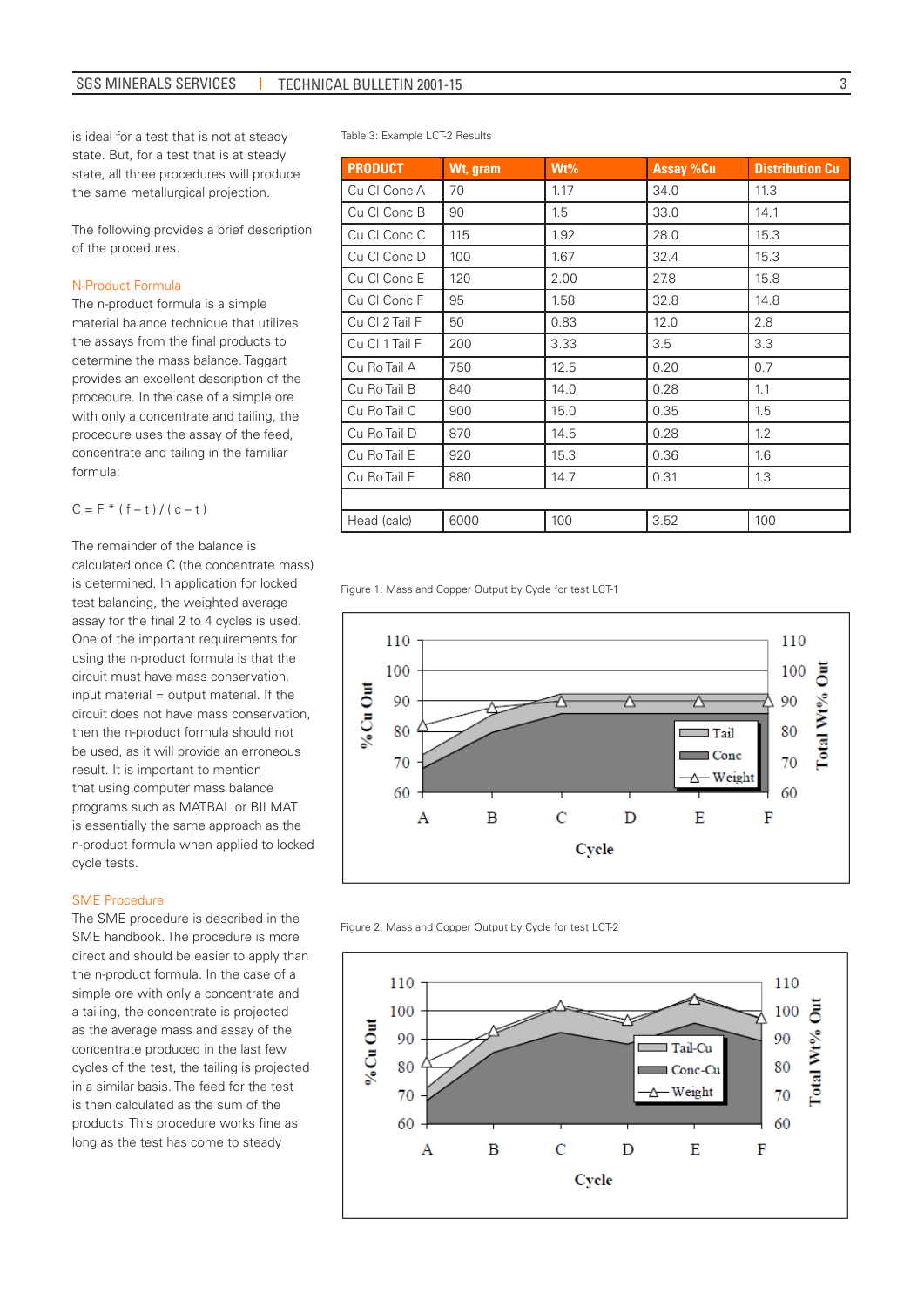is ideal for a test that is not at steady state. But, for a test that is at steady state, all three procedures will produce the same metallurgical projection.

The following provides a brief description of the procedures.

### N-Product Formula

The n-product formula is a simple material balance technique that utilizes the assays from the final products to determine the mass balance. Taggart provides an excellent description of the procedure. In the case of a simple ore with only a concentrate and tailing, the procedure uses the assay of the feed, concentrate and tailing in the familiar formula:

$$C = F * (f - t) / (c - t)$$

The remainder of the balance is calculated once C (the concentrate mass) is determined. In application for locked test balancing, the weighted average assay for the final 2 to 4 cycles is used. One of the important requirements for using the n-product formula is that the circuit must have mass conservation, input material = output material. If the circuit does not have mass conservation, then the n-product formula should not be used, as it will provide an erroneous result. It is important to mention that using computer mass balance programs such as MATBAL or BILMAT is essentially the same approach as the n-product formula when applied to locked cycle tests.

### SME Procedure

The SME procedure is described in the SME handbook. The procedure is more direct and should be easier to apply than the n-product formula. In the case of a simple ore with only a concentrate and a tailing, the concentrate is projected as the average mass and assay of the concentrate produced in the last few cycles of the test, the tailing is projected in a similar basis. The feed for the test is then calculated as the sum of the products. This procedure works fine as long as the test has come to steady

Table 3: Example LCT-2 Results

| PRODUCT | Wt, gram | Wt% | Assay %Cu | Distribution Cu |
|---|---|---|---|---|
| Cu Cl Conc A | 70 | 1.17 | 34.0 | 11.3 |
| Cu Cl Conc B | 90 | 1.5 | 33.0 | 14.1 |
| Cu Cl Conc C | 115 | 1.92 | 28.0 | 15.3 |
| Cu Cl Conc D | 100 | 1.67 | 32.4 | 15.3 |
| Cu Cl Conc E | 120 | 2.00 | 27.8 | 15.8 |
| Cu Cl Conc F | 95 | 1.58 | 32.8 | 14.8 |
| Cu Cl 2 Tail F | 50 | 0.83 | 12.0 | 2.8 |
| Cu Cl 1 Tail F | 200 | 3.33 | 3.5 | 3.3 |
| Cu Ro Tail A | 750 | 12.5 | 0.20 | 0.7 |
| Cu Ro Tail B | 840 | 14.0 | 0.28 | 1.1 |
| Cu Ro Tail C | 900 | 15.0 | 0.35 | 1.5 |
| Cu Ro Tail D | 870 | 14.5 | 0.28 | 1.2 |
| Cu Ro Tail E | 920 | 15.3 | 0.36 | 1.6 |
| Cu Ro Tail F | 880 | 14.7 | 0.31 | 1.3 |
| | | | | |
| Head (calc) | 6000 | 100 | 3.52 | 100 |

Figure 1: Mass and Copper Output by Cycle for test LCT-1

Figure 2: Mass and Copper Output by Cycle for test LCT-2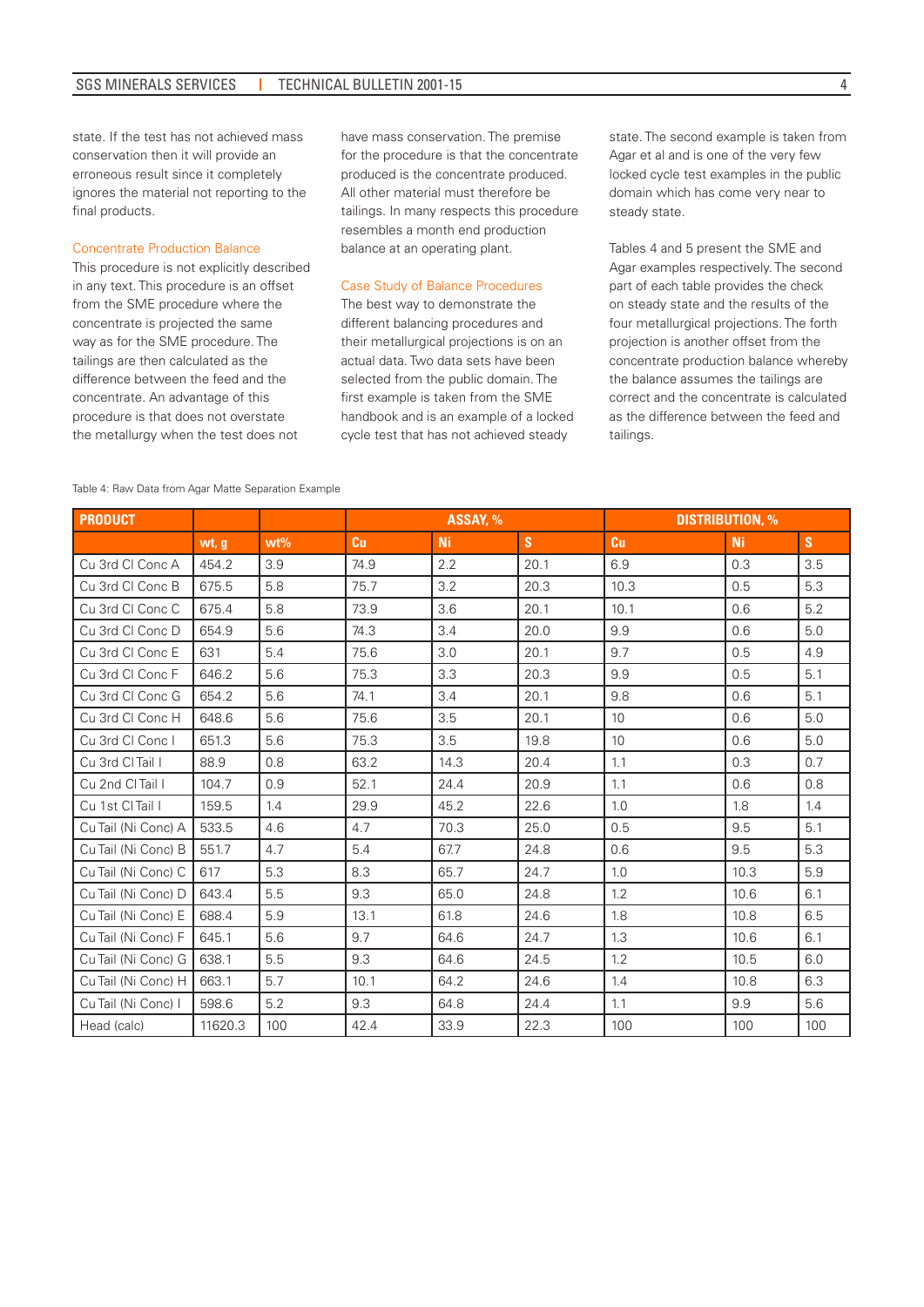state. If the test has not achieved mass conservation then it will provide an erroneous result since it completely ignores the material not reporting to the final products.

### Concentrate Production Balance

This procedure is not explicitly described in any text. This procedure is an offset from the SME procedure where the concentrate is projected the same way as for the SME procedure. The tailings are then calculated as the difference between the feed and the concentrate. An advantage of this procedure is that does not overstate the metallurgy when the test does not have mass conservation. The premise for the procedure is that the concentrate produced is the concentrate produced. All other material must therefore be tailings. In many respects this procedure resembles a month end production balance at an operating plant.

### Case Study of Balance Procedures

The best way to demonstrate the different balancing procedures and their metallurgical projections is on an actual data. Two data sets have been selected from the public domain. The first example is taken from the SME handbook and is an example of a locked cycle test that has not achieved steady state. The second example is taken from Agar et al and is one of the very few locked cycle test examples in the public domain which has come very near to steady state.

Tables 4 and 5 present the SME and Agar examples respectively. The second part of each table provides the check on steady state and the results of the four metallurgical projections. The forth projection is another offset from the concentrate production balance whereby the balance assumes the tailings are correct and the concentrate is calculated as the difference between the feed and tailings.

Table 4: Raw Data from Agar Matte Separation Example

| PRODUCT | | | ASSAY, % | | | DISTRIBUTION, % | | |
|---|---|---|---|---|---|---|---|---|
| | wt, g | wt% | Cu | Ni | S | Cu | Ni | S |
| Cu 3rd Cl Conc A | 454.2 | 3.9 | 74.9 | 2.2 | 20.1 | 6.9 | 0.3 | 3.5 |
| Cu 3rd Cl Conc B | 675.5 | 5.8 | 75.7 | 3.2 | 20.3 | 10.3 | 0.5 | 5.3 |
| Cu 3rd Cl Conc C | 675.4 | 5.8 | 73.9 | 3.6 | 20.1 | 10.1 | 0.6 | 5.2 |
| Cu 3rd Cl Conc D | 654.9 | 5.6 | 74.3 | 3.4 | 20.0 | 9.9 | 0.6 | 5.0 |
| Cu 3rd Cl Conc E | 631 | 5.4 | 75.6 | 3.0 | 20.1 | 9.7 | 0.5 | 4.9 |
| Cu 3rd Cl Conc F | 646.2 | 5.6 | 75.3 | 3.3 | 20.3 | 9.9 | 0.5 | 5.1 |
| Cu 3rd Cl Conc G | 654.2 | 5.6 | 74.1 | 3.4 | 20.1 | 9.8 | 0.6 | 5.1 |
| Cu 3rd Cl Conc H | 648.6 | 5.6 | 75.6 | 3.5 | 20.1 | 10 | 0.6 | 5.0 |
| Cu 3rd Cl Conc I | 651.3 | 5.6 | 75.3 | 3.5 | 19.8 | 10 | 0.6 | 5.0 |
| Cu 3rd Cl Tail I | 88.9 | 0.8 | 63.2 | 14.3 | 20.4 | 1.1 | 0.3 | 0.7 |
| Cu 2nd Cl Tail I | 104.7 | 0.9 | 52.1 | 24.4 | 20.9 | 1.1 | 0.6 | 0.8 |
| Cu 1st Cl Tail I | 159.5 | 1.4 | 29.9 | 45.2 | 22.6 | 1.0 | 1.8 | 1.4 |
| Cu Tail (Ni Conc) A | 533.5 | 4.6 | 4.7 | 70.3 | 25.0 | 0.5 | 9.5 | 5.1 |
| Cu Tail (Ni Conc) B | 551.7 | 4.7 | 5.4 | 67.7 | 24.8 | 0.6 | 9.5 | 5.3 |
| Cu Tail (Ni Conc) C | 617 | 5.3 | 8.3 | 65.7 | 24.7 | 1.0 | 10.3 | 5.9 |
| Cu Tail (Ni Conc) D | 643.4 | 5.5 | 9.3 | 65.0 | 24.8 | 1.2 | 10.6 | 6.1 |
| Cu Tail (Ni Conc) E | 688.4 | 5.9 | 13.1 | 61.8 | 24.6 | 1.8 | 10.8 | 6.5 |
| Cu Tail (Ni Conc) F | 645.1 | 5.6 | 9.7 | 64.6 | 24.7 | 1.3 | 10.6 | 6.1 |
| Cu Tail (Ni Conc) G | 638.1 | 5.5 | 9.3 | 64.6 | 24.5 | 1.2 | 10.5 | 6.0 |
| Cu Tail (Ni Conc) H | 663.1 | 5.7 | 10.1 | 64.2 | 24.6 | 1.4 | 10.8 | 6.3 |
| Cu Tail (Ni Conc) I | 598.6 | 5.2 | 9.3 | 64.8 | 24.4 | 1.1 | 9.9 | 5.6 |
| Head (calc) | 11620.3 | 100 | 42.4 | 33.9 | 22.3 | 100 | 100 | 100 |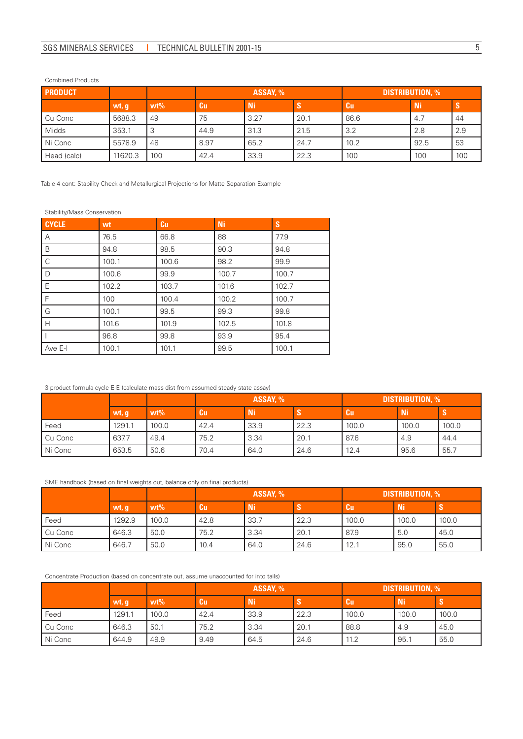Combined Products

| PRODUCT | | | ASSAY, % | | | DISTRIBUTION, % | | |
|---|---|---|---|---|---|---|---|---|
| | wt, g | wt% | Cu | Ni | S | Cu | Ni | S |
| Cu Conc | 5688.3 | 49 | 75 | 3.27 | 20.1 | 86.6 | 4.7 | 44 |
| Midds | 353.1 | 3 | 44.9 | 31.3 | 21.5 | 3.2 | 2.8 | 2.9 |
| Ni Conc | 5578.9 | 48 | 8.97 | 65.2 | 24.7 | 10.2 | 92.5 | 53 |
| Head (calc) | 11620.3 | 100 | 42.4 | 33.9 | 22.3 | 100 | 100 | 100 |

Table 4 cont: Stability Check and Metallurgical Projections for Matte Separation Example

Stability/Mass Conservation

| CYCLE | wt | Cu | Ni | S |
|---|---|---|---|---|
| A | 76.5 | 66.8 | 88 | 77.9 |
| B | 94.8 | 98.5 | 90.3 | 94.8 |
| C | 100.1 | 100.6 | 98.2 | 99.9 |
| D | 100.6 | 99.9 | 100.7 | 100.7 |
| E | 102.2 | 103.7 | 101.6 | 102.7 |
| F | 100 | 100.4 | 100.2 | 100.7 |
| G | 100.1 | 99.5 | 99.3 | 99.8 |
| H | 101.6 | 101.9 | 102.5 | 101.8 |
| I | 96.8 | 99.8 | 93.9 | 95.4 |
| Ave E-I | 100.1 | 101.1 | 99.5 | 100.1 |

3 product formula cycle E-E (calculate mass dist from assumed steady state assay)

| | | | ASSAY, % | | | DISTRIBUTION, % | | |
|---|---|---|---|---|---|---|---|---|
| | wt, g | wt% | Cu | Ni | S | Cu | Ni | S |
| Feed | 1291.1 | 100.0 | 42.4 | 33.9 | 22.3 | 100.0 | 100.0 | 100.0 |
| Cu Conc | 637.7 | 49.4 | 75.2 | 3.34 | 20.1 | 87.6 | 4.9 | 44.4 |
| Ni Conc | 653.5 | 50.6 | 70.4 | 64.0 | 24.6 | 12.4 | 95.6 | 55.7 |

SME handbook (based on final weights out, balance only on final products)

| | | | ASSAY, % | | | DISTRIBUTION, % | | |
|---|---|---|---|---|---|---|---|---|
| | wt, g | wt% | Cu | Ni | S | Cu | Ni | S |
| Feed | 1292.9 | 100.0 | 42.8 | 33.7 | 22.3 | 100.0 | 100.0 | 100.0 |
| Cu Conc | 646.3 | 50.0 | 75.2 | 3.34 | 20.1 | 87.9 | 5.0 | 45.0 |
| Ni Conc | 646.7 | 50.0 | 10.4 | 64.0 | 24.6 | 12.1 | 95.0 | 55.0 |

Concentrate Production (based on concentrate out, assume unaccounted for into tails)

| | | | ASSAY, % | | | DISTRIBUTION, % | | |
|---|---|---|---|---|---|---|---|---|
| | wt, g | wt% | Cu | Ni | S | Cu | Ni | S |
| Feed | 1291.1 | 100.0 | 42.4 | 33.9 | 22.3 | 100.0 | 100.0 | 100.0 |
| Cu Conc | 646.3 | 50.1 | 75.2 | 3.34 | 20.1 | 88.8 | 4.9 | 45.0 |
| Ni Conc | 644.9 | 49.9 | 9.49 | 64.5 | 24.6 | 11.2 | 95.1 | 55.0 |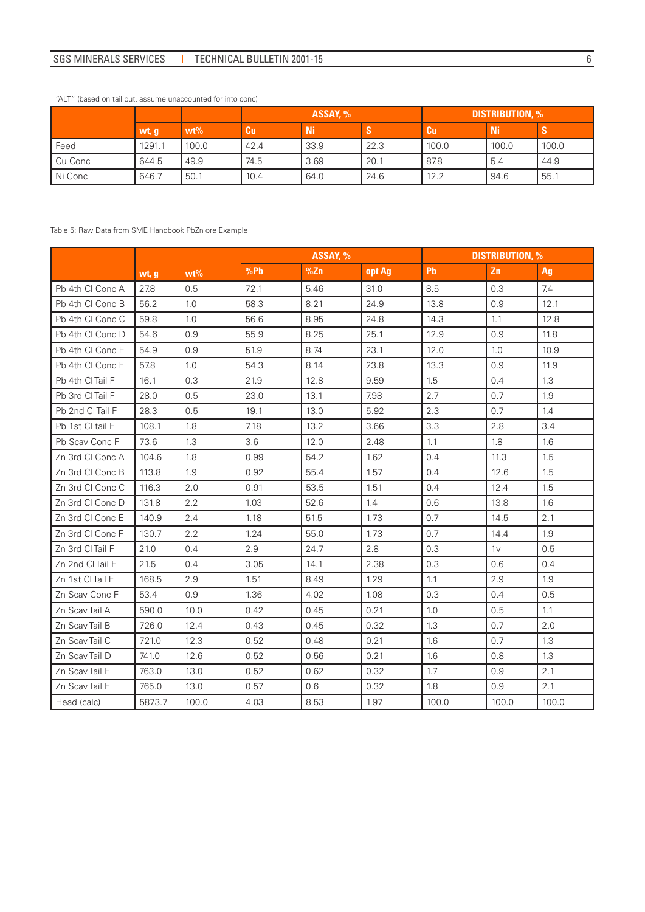"ALT" (based on tail out, assume unaccounted for into conc)

| | | | ASSAY, % | | | DISTRIBUTION, % | | |
|---|---|---|---|---|---|---|---|---|
| | wt, g | wt% | Cu | Ni | S | Cu | Ni | S |
| Feed | 1291.1 | 100.0 | 42.4 | 33.9 | 22.3 | 100.0 | 100.0 | 100.0 |
| Cu Conc | 644.5 | 49.9 | 74.5 | 3.69 | 20.1 | 87.8 | 5.4 | 44.9 |
| Ni Conc | 646.7 | 50.1 | 10.4 | 64.0 | 24.6 | 12.2 | 94.6 | 55.1 |

Table 5: Raw Data from SME Handbook PbZn ore Example

| | | | ASSAY, % | | | DISTRIBUTION, % | | |
|---|---|---|---|---|---|---|---|---|
| | wt, g | wt% | %Pb | %Zn | opt Ag | Pb | Zn | Ag |
| Pb 4th Cl Conc A | 27.8 | 0.5 | 72.1 | 5.46 | 31.0 | 8.5 | 0.3 | 7.4 |
| Pb 4th Cl Conc B | 56.2 | 1.0 | 58.3 | 8.21 | 24.9 | 13.8 | 0.9 | 12.1 |
| Pb 4th Cl Conc C | 59.8 | 1.0 | 56.6 | 8.95 | 24.8 | 14.3 | 1.1 | 12.8 |
| Pb 4th Cl Conc D | 54.6 | 0.9 | 55.9 | 8.25 | 25.1 | 12.9 | 0.9 | 11.8 |
| Pb 4th Cl Conc E | 54.9 | 0.9 | 51.9 | 8.74 | 23.1 | 12.0 | 1.0 | 10.9 |
| Pb 4th Cl Conc F | 57.8 | 1.0 | 54.3 | 8.14 | 23.8 | 13.3 | 0.9 | 11.9 |
| Pb 4th Cl Tail F | 16.1 | 0.3 | 21.9 | 12.8 | 9.59 | 1.5 | 0.4 | 1.3 |
| Pb 3rd Cl Tail F | 28.0 | 0.5 | 23.0 | 13.1 | 7.98 | 2.7 | 0.7 | 1.9 |
| Pb 2nd Cl Tail F | 28.3 | 0.5 | 19.1 | 13.0 | 5.92 | 2.3 | 0.7 | 1.4 |
| Pb 1st Cl tail F | 108.1 | 1.8 | 7.18 | 13.2 | 3.66 | 3.3 | 2.8 | 3.4 |
| Pb Scav Conc F | 73.6 | 1.3 | 3.6 | 12.0 | 2.48 | 1.1 | 1.8 | 1.6 |
| Zn 3rd Cl Conc A | 104.6 | 1.8 | 0.99 | 54.2 | 1.62 | 0.4 | 11.3 | 1.5 |
| Zn 3rd Cl Conc B | 113.8 | 1.9 | 0.92 | 55.4 | 1.57 | 0.4 | 12.6 | 1.5 |
| Zn 3rd Cl Conc C | 116.3 | 2.0 | 0.91 | 53.5 | 1.51 | 0.4 | 12.4 | 1.5 |
| Zn 3rd Cl Conc D | 131.8 | 2.2 | 1.03 | 52.6 | 1.4 | 0.6 | 13.8 | 1.6 |
| Zn 3rd Cl Conc E | 140.9 | 2.4 | 1.18 | 51.5 | 1.73 | 0.7 | 14.5 | 2.1 |
| Zn 3rd Cl Conc F | 130.7 | 2.2 | 1.24 | 55.0 | 1.73 | 0.7 | 14.4 | 1.9 |
| Zn 3rd Cl Tail F | 21.0 | 0.4 | 2.9 | 24.7 | 2.8 | 0.3 | 1v | 0.5 |
| Zn 2nd Cl Tail F | 21.5 | 0.4 | 3.05 | 14.1 | 2.38 | 0.3 | 0.6 | 0.4 |
| Zn 1st Cl Tail F | 168.5 | 2.9 | 1.51 | 8.49 | 1.29 | 1.1 | 2.9 | 1.9 |
| Zn Scav Conc F | 53.4 | 0.9 | 1.36 | 4.02 | 1.08 | 0.3 | 0.4 | 0.5 |
| Zn Scav Tail A | 590.0 | 10.0 | 0.42 | 0.45 | 0.21 | 1.0 | 0.5 | 1.1 |
| Zn Scav Tail B | 726.0 | 12.4 | 0.43 | 0.45 | 0.32 | 1.3 | 0.7 | 2.0 |
| Zn Scav Tail C | 721.0 | 12.3 | 0.52 | 0.48 | 0.21 | 1.6 | 0.7 | 1.3 |
| Zn Scav Tail D | 741.0 | 12.6 | 0.52 | 0.56 | 0.21 | 1.6 | 0.8 | 1.3 |
| Zn Scav Tail E | 763.0 | 13.0 | 0.52 | 0.62 | 0.32 | 1.7 | 0.9 | 2.1 |
| Zn Scav Tail F | 765.0 | 13.0 | 0.57 | 0.6 | 0.32 | 1.8 | 0.9 | 2.1 |
| Head (calc) | 5873.7 | 100.0 | 4.03 | 8.53 | 1.97 | 100.0 | 100.0 | 100.0 |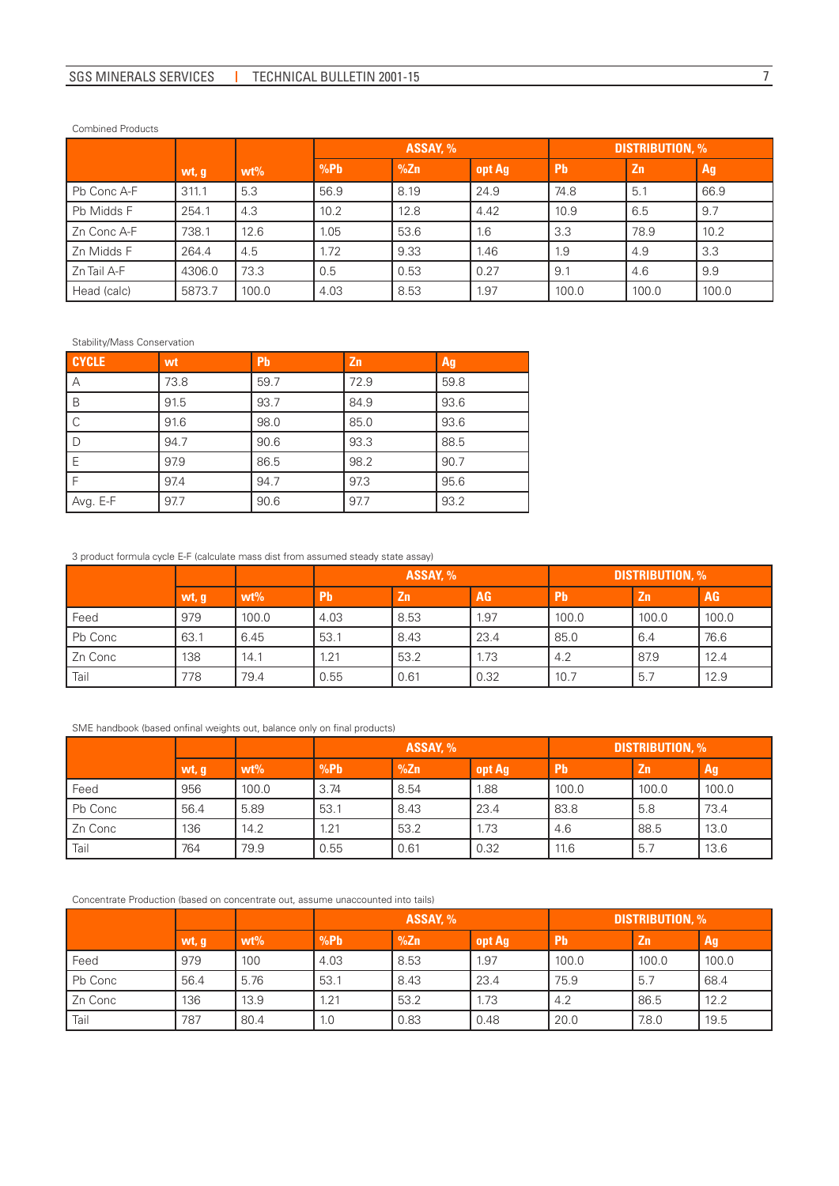Combined Products

| | wt, g | wt% | ASSAY, % | | | DISTRIBUTION, % | | |
|---|---|---|---|---|---|---|---|---|
| | | | %Pb | %Zn | opt Ag | Pb | Zn | Ag |
| Pb Conc A-F | 311.1 | 5.3 | 56.9 | 8.19 | 24.9 | 74.8 | 5.1 | 66.9 |
| Pb Midds F | 254.1 | 4.3 | 10.2 | 12.8 | 4.42 | 10.9 | 6.5 | 9.7 |
| Zn Conc A-F | 738.1 | 12.6 | 1.05 | 53.6 | 1.6 | 3.3 | 78.9 | 10.2 |
| Zn Midds F | 264.4 | 4.5 | 1.72 | 9.33 | 1.46 | 1.9 | 4.9 | 3.3 |
| Zn Tail A-F | 4306.0 | 73.3 | 0.5 | 0.53 | 0.27 | 9.1 | 4.6 | 9.9 |
| Head (calc) | 5873.7 | 100.0 | 4.03 | 8.53 | 1.97 | 100.0 | 100.0 | 100.0 |

Stability/Mass Conservation

| CYCLE | wt | Pb | Zn | Ag |
|---|---|---|---|---|
| A | 73.8 | 59.7 | 72.9 | 59.8 |
| B | 91.5 | 93.7 | 84.9 | 93.6 |
| C | 91.6 | 98.0 | 85.0 | 93.6 |
| D | 94.7 | 90.6 | 93.3 | 88.5 |
| E | 97.9 | 86.5 | 98.2 | 90.7 |
| F | 97.4 | 94.7 | 97.3 | 95.6 |
| Avg. E-F | 97.7 | 90.6 | 97.7 | 93.2 |

3 product formula cycle E-F (calculate mass dist from assumed steady state assay)

| | wt, g | wt% | ASSAY, % | | | DISTRIBUTION, % | | |
|---|---|---|---|---|---|---|---|---|
| | | | Pb | Zn | AG | Pb | Zn | AG |
| Feed | 979 | 100.0 | 4.03 | 8.53 | 1.97 | 100.0 | 100.0 | 100.0 |
| Pb Conc | 63.1 | 6.45 | 53.1 | 8.43 | 23.4 | 85.0 | 6.4 | 76.6 |
| Zn Conc | 138 | 14.1 | 1.21 | 53.2 | 1.73 | 4.2 | 87.9 | 12.4 |
| Tail | 778 | 79.4 | 0.55 | 0.61 | 0.32 | 10.7 | 5.7 | 12.9 |

SME handbook (based onfinal weights out, balance only on final products)

| | wt, g | wt% | ASSAY, % | | | DISTRIBUTION, % | | |
|---|---|---|---|---|---|---|---|---|
| | | | %Pb | %Zn | opt Ag | Pb | Zn | Ag |
| Feed | 956 | 100.0 | 3.74 | 8.54 | 1.88 | 100.0 | 100.0 | 100.0 |
| Pb Conc | 56.4 | 5.89 | 53.1 | 8.43 | 23.4 | 83.8 | 5.8 | 73.4 |
| Zn Conc | 136 | 14.2 | 1.21 | 53.2 | 1.73 | 4.6 | 88.5 | 13.0 |
| Tail | 764 | 79.9 | 0.55 | 0.61 | 0.32 | 11.6 | 5.7 | 13.6 |

Concentrate Production (based on concentrate out, assume unaccounted into tails)

| | wt, g | wt% | ASSAY, % | | | DISTRIBUTION, % | | |
|---|---|---|---|---|---|---|---|---|
| | | | %Pb | %Zn | opt Ag | Pb | Zn | Ag |
| Feed | 979 | 100 | 4.03 | 8.53 | 1.97 | 100.0 | 100.0 | 100.0 |
| Pb Conc | 56.4 | 5.76 | 53.1 | 8.43 | 23.4 | 75.9 | 5.7 | 68.4 |
| Zn Conc | 136 | 13.9 | 1.21 | 53.2 | 1.73 | 4.2 | 86.5 | 12.2 |
| Tail | 787 | 80.4 | 1.0 | 0.83 | 0.48 | 20.0 | 7.8.0 | 19.5 |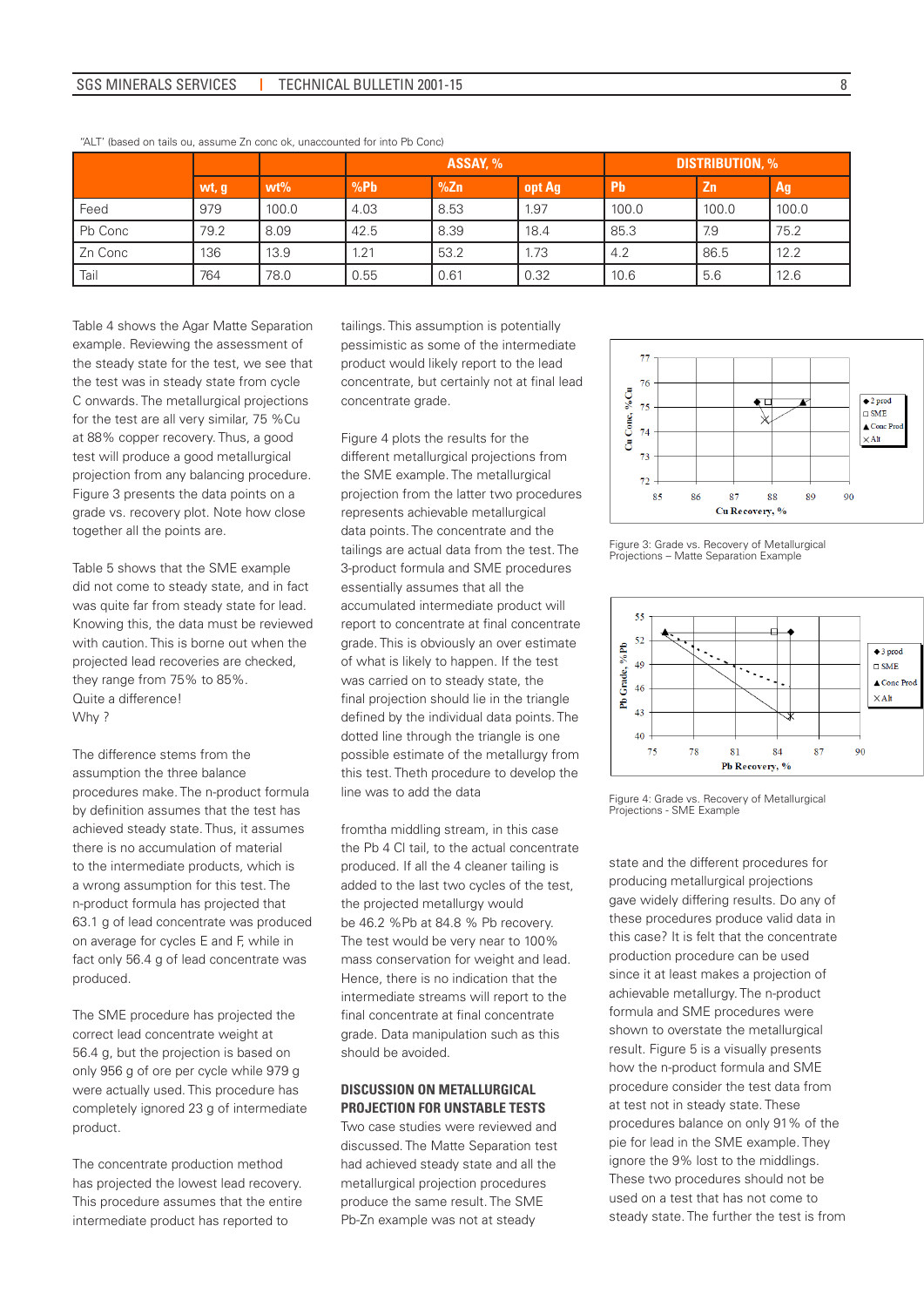"ALT" (based on tails ou, assume Zn conc ok, unaccounted for into Pb Conc)

| | | | ASSAY, % | | | DISTRIBUTION, % | | |
|---|---|---|---|---|---|---|---|---|
| | wt, g | wt% | %Pb | %Zn | opt Ag | Pb | Zn | Ag |
| Feed | 979 | 100.0 | 4.03 | 8.53 | 1.97 | 100.0 | 100.0 | 100.0 |
| Pb Conc | 79.2 | 8.09 | 42.5 | 8.39 | 18.4 | 85.3 | 7.9 | 75.2 |
| Zn Conc | 136 | 13.9 | 1.21 | 53.2 | 1.73 | 4.2 | 86.5 | 12.2 |
| Tail | 764 | 78.0 | 0.55 | 0.61 | 0.32 | 10.6 | 5.6 | 12.6 |

Table 4 shows the Agar Matte Separation example. Reviewing the assessment of the steady state for the test, we see that the test was in steady state from cycle C onwards. The metallurgical projections for the test are all very similar, 75 %Cu at 88% copper recovery. Thus, a good test will produce a good metallurgical projection from any balancing procedure. Figure 3 presents the data points on a grade vs. recovery plot. Note how close together all the points are.

Table 5 shows that the SME example did not come to steady state, and in fact was quite far from steady state for lead. Knowing this, the data must be reviewed with caution. This is borne out when the projected lead recoveries are checked, they range from 75% to 85%. Quite a difference! Why ?

The difference stems from the assumption the three balance procedures make. The n-product formula by definition assumes that the test has achieved steady state. Thus, it assumes there is no accumulation of material to the intermediate products, which is a wrong assumption for this test. The n-product formula has projected that 63.1 g of lead concentrate was produced on average for cycles E and F, while in fact only 56.4 g of lead concentrate was produced.

The SME procedure has projected the correct lead concentrate weight at 56.4 g, but the projection is based on only 956 g of ore per cycle while 979 g were actually used. This procedure has completely ignored 23 g of intermediate product.

The concentrate production method has projected the lowest lead recovery. This procedure assumes that the entire intermediate product has reported to tailings. This assumption is potentially pessimistic as some of the intermediate product would likely report to the lead concentrate, but certainly not at final lead concentrate grade.

Figure 4 plots the results for the different metallurgical projections from the SME example. The metallurgical projection from the latter two procedures represents achievable metallurgical data points. The concentrate and the tailings are actual data from the test. The 3-product formula and SME procedures essentially assumes that all the accumulated intermediate product will report to concentrate at final concentrate grade. This is obviously an over estimate of what is likely to happen. If the test was carried on to steady state, the final projection should lie in the triangle defined by the individual data points. The dotted line through the triangle is one possible estimate of the metallurgy from this test. Theth procedure to develop the line was to add the data

fromtha middling stream, in this case the Pb 4 Cl tail, to the actual concentrate produced. If all the 4 cleaner tailing is added to the last two cycles of the test, the projected metallurgy would be 46.2 %Pb at 84.8 % Pb recovery. The test would be very near to 100% mass conservation for weight and lead. Hence, there is no indication that the intermediate streams will report to the final concentrate at final concentrate grade. Data manipulation such as this should be avoided.

## DISCUSSION ON METALLURGICAL PROJECTION FOR UNSTABLE TESTS

Two case studies were reviewed and discussed. The Matte Separation test had achieved steady state and all the metallurgical projection procedures produce the same result. The SME Pb-Zn example was not at steady state and the different procedures for producing metallurgical projections gave widely differing results. Do any of these procedures produce valid data in this case? It is felt that the concentrate production procedure can be used since it at least makes a projection of achievable metallurgy. The n-product formula and SME procedures were shown to overstate the metallurgical result. Figure 5 is a visually presents how the n-product formula and SME procedure consider the test data from at test not in steady state. These procedures balance on only 91% of the pie for lead in the SME example. They ignore the 9% lost to the middlings. These two procedures should not be used on a test that has not come to steady state. The further the test is from

Figure 3: Grade vs. Recovery of Metallurgical Projections – Matte Separation Example

Figure 4: Grade vs. Recovery of Metallurgical Projections - SME Example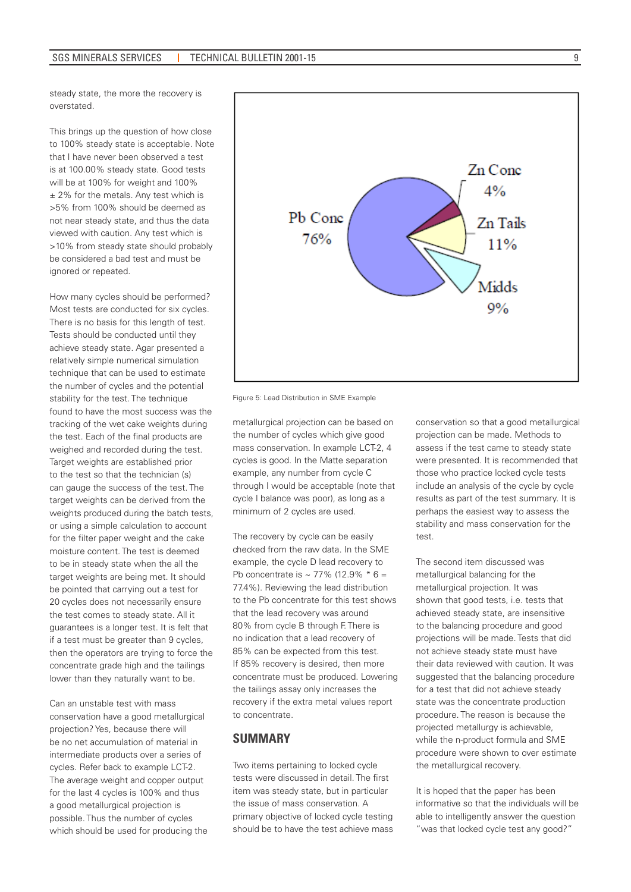steady state, the more the recovery is overstated.

This brings up the question of how close to 100% steady state is acceptable. Note that I have never been observed a test is at 100.00% steady state. Good tests will be at 100% for weight and 100% ± 2% for the metals. Any test which is >5% from 100% should be deemed as not near steady state, and thus the data viewed with caution. Any test which is >10% from steady state should probably be considered a bad test and must be ignored or repeated.

How many cycles should be performed? Most tests are conducted for six cycles. There is no basis for this length of test. Tests should be conducted until they achieve steady state. Agar presented a relatively simple numerical simulation technique that can be used to estimate the number of cycles and the potential stability for the test. The technique found to have the most success was the tracking of the wet cake weights during the test. Each of the final products are weighed and recorded during the test. Target weights are established prior to the test so that the technician (s) can gauge the success of the test. The target weights can be derived from the weights produced during the batch tests, or using a simple calculation to account for the filter paper weight and the cake moisture content. The test is deemed to be in steady state when the all the target weights are being met. It should be pointed that carrying out a test for 20 cycles does not necessarily ensure the test comes to steady state. All it guarantees is a longer test. It is felt that if a test must be greater than 9 cycles, then the operators are trying to force the concentrate grade high and the tailings lower than they naturally want to be.

Can an unstable test with mass conservation have a good metallurgical projection? Yes, because there will be no net accumulation of material in intermediate products over a series of cycles. Refer back to example LCT-2. The average weight and copper output for the last 4 cycles is 100% and thus a good metallurgical projection is possible. Thus the number of cycles which should be used for producing the metallurgical projection can be based on the number of cycles which give good mass conservation. In example LCT-2, 4 cycles is good. In the Matte separation example, any number from cycle C through I would be acceptable (note that cycle I balance was poor), as long as a minimum of 2 cycles are used.

Figure 5: Lead Distribution in SME Example

The recovery by cycle can be easily checked from the raw data. In the SME example, the cycle D lead recovery to Pb concentrate is ~ 77% (12.9% * 6 = 77.4%). Reviewing the lead distribution to the Pb concentrate for this test shows that the lead recovery was around 80% from cycle B through F. There is no indication that a lead recovery of 85% can be expected from this test. If 85% recovery is desired, then more concentrate must be produced. Lowering the tailings assay only increases the recovery if the extra metal values report to concentrate.

## SUMMARY

Two items pertaining to locked cycle tests were discussed in detail. The first item was steady state, but in particular the issue of mass conservation. A primary objective of locked cycle testing should be to have the test achieve mass conservation so that a good metallurgical projection can be made. Methods to assess if the test came to steady state were presented. It is recommended that those who practice locked cycle tests include an analysis of the cycle by cycle results as part of the test summary. It is perhaps the easiest way to assess the stability and mass conservation for the test.

The second item discussed was metallurgical balancing for the metallurgical projection. It was shown that good tests, i.e. tests that achieved steady state, are insensitive to the balancing procedure and good projections will be made. Tests that did not achieve steady state must have their data reviewed with caution. It was suggested that the balancing procedure for a test that did not achieve steady state was the concentrate production procedure. The reason is because the projected metallurgy is achievable, while the n-product formula and SME procedure were shown to over estimate the metallurgical recovery.

It is hoped that the paper has been informative so that the individuals will be able to intelligently answer the question "was that locked cycle test any good?"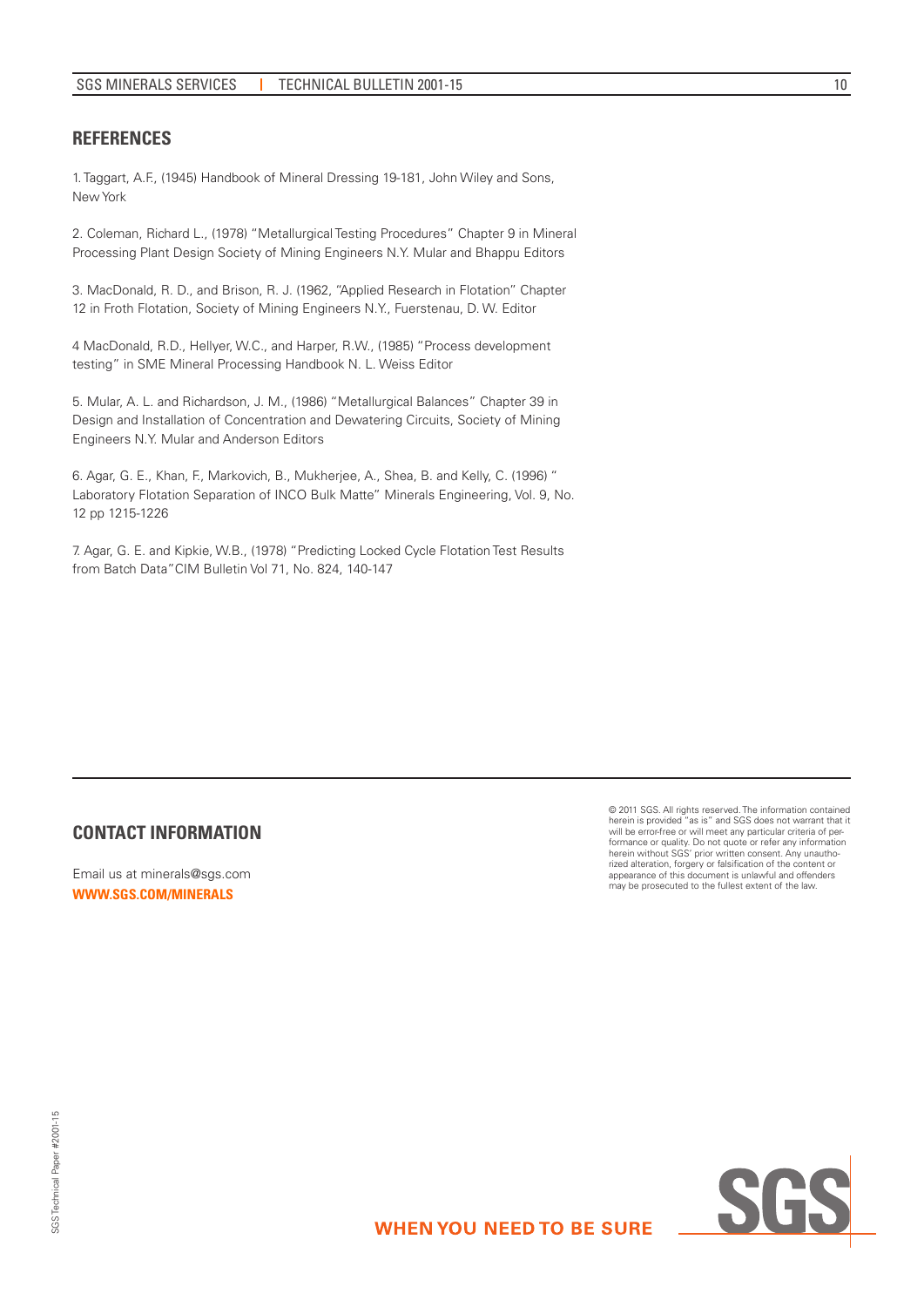## REFERENCES

1. Taggart, A.F., (1945) Handbook of Mineral Dressing 19-181, John Wiley and Sons, New York

2. Coleman, Richard L., (1978) "Metallurgical Testing Procedures" Chapter 9 in Mineral Processing Plant Design Society of Mining Engineers N.Y. Mular and Bhappu Editors

3. MacDonald, R. D., and Brison, R. J. (1962, "Applied Research in Flotation" Chapter 12 in Froth Flotation, Society of Mining Engineers N.Y., Fuerstenau, D. W. Editor

4 MacDonald, R.D., Hellyer, W.C., and Harper, R.W., (1985) "Process development testing" in SME Mineral Processing Handbook N. L. Weiss Editor

5. Mular, A. L. and Richardson, J. M., (1986) "Metallurgical Balances" Chapter 39 in Design and Installation of Concentration and Dewatering Circuits, Society of Mining Engineers N.Y. Mular and Anderson Editors

6. Agar, G. E., Khan, F., Markovich, B., Mukherjee, A., Shea, B. and Kelly, C. (1996) " Laboratory Flotation Separation of INCO Bulk Matte" Minerals Engineering, Vol. 9, No. 12 pp 1215-1226

7. Agar, G. E. and Kipkie, W.B., (1978) "Predicting Locked Cycle Flotation Test Results from Batch Data"CIM Bulletin Vol 71, No. 824, 140-147

## CONTACT INFORMATION

Email us at minerals@sgs.com
**WWW.SGS.COM/MINERALS**

© 2011 SGS. All rights reserved. The information contained herein is provided "as is" and SGS does not warrant that it will be error-free or will meet any particular criteria of performance or quality. Do not quote or refer any information herein without SGS' prior written consent. Any unauthorized alteration, forgery or falsification of the content or appearance of this document is unlawful and offenders may be prosecuted to the fullest extent of the law.

SGS Technical Paper #2001-15

**WHEN YOU NEED TO BE SURE**

SGS